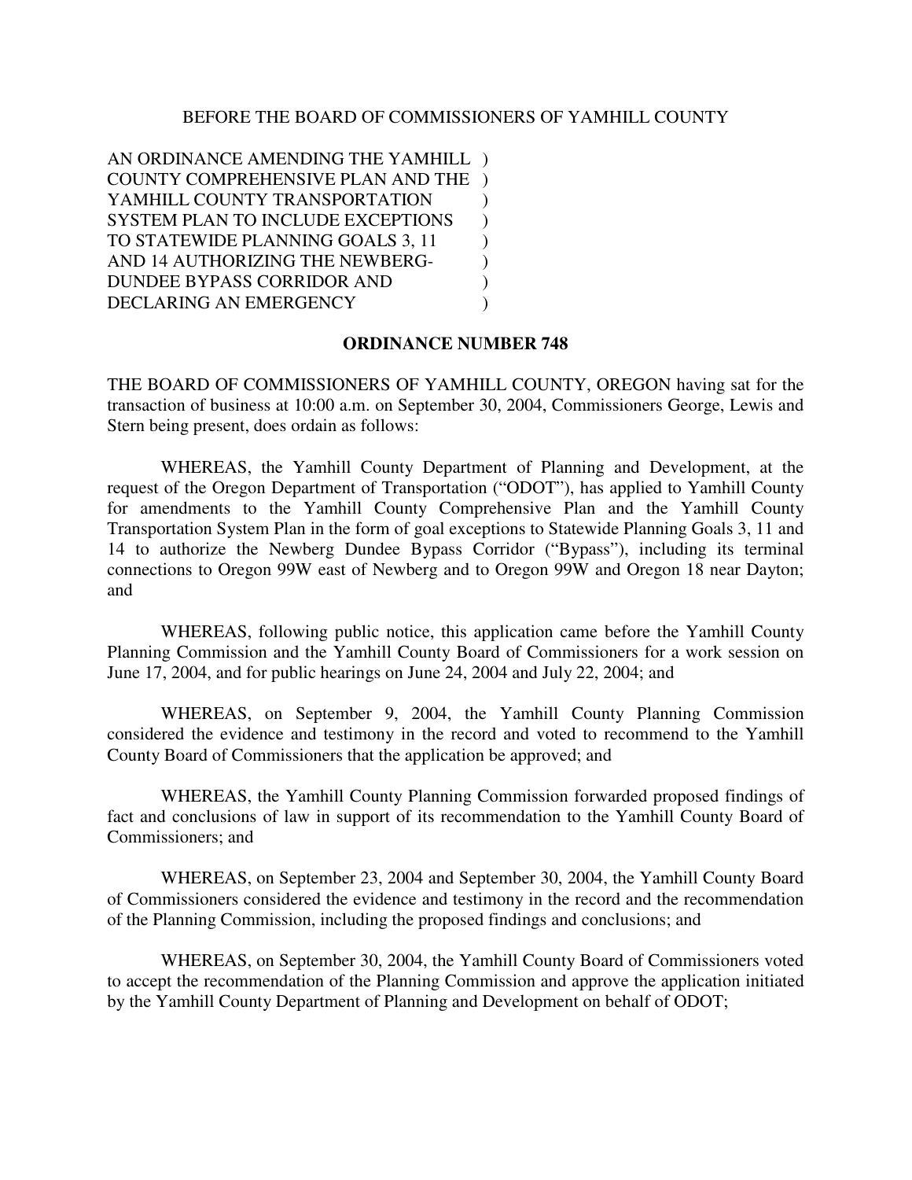BEFORE THE BOARD OF COMMISSIONERS OF YAMHILL COUNTY

AN ORDINANCE AMENDING THE YAMHILL COUNTY COMPREHENSIVE PLAN AND THE YAMHILL COUNTY TRANSPORTATION SYSTEM PLAN TO INCLUDE EXCEPTIONS TO STATEWIDE PLANNING GOALS 3, 11 AND 14 AUTHORIZING THE NEWBERG-DUNDEE BYPASS CORRIDOR AND DECLARING AN EMERGENCY

**ORDINANCE NUMBER 748**

THE BOARD OF COMMISSIONERS OF YAMHILL COUNTY, OREGON having sat for the transaction of business at 10:00 a.m. on September 30, 2004, Commissioners George, Lewis and Stern being present, does ordain as follows:

WHEREAS, the Yamhill County Department of Planning and Development, at the request of the Oregon Department of Transportation ("ODOT"), has applied to Yamhill County for amendments to the Yamhill County Comprehensive Plan and the Yamhill County Transportation System Plan in the form of goal exceptions to Statewide Planning Goals 3, 11 and 14 to authorize the Newberg Dundee Bypass Corridor ("Bypass"), including its terminal connections to Oregon 99W east of Newberg and to Oregon 99W and Oregon 18 near Dayton; and

WHEREAS, following public notice, this application came before the Yamhill County Planning Commission and the Yamhill County Board of Commissioners for a work session on June 17, 2004, and for public hearings on June 24, 2004 and July 22, 2004; and

WHEREAS, on September 9, 2004, the Yamhill County Planning Commission considered the evidence and testimony in the record and voted to recommend to the Yamhill County Board of Commissioners that the application be approved; and

WHEREAS, the Yamhill County Planning Commission forwarded proposed findings of fact and conclusions of law in support of its recommendation to the Yamhill County Board of Commissioners; and

WHEREAS, on September 23, 2004 and September 30, 2004, the Yamhill County Board of Commissioners considered the evidence and testimony in the record and the recommendation of the Planning Commission, including the proposed findings and conclusions; and

WHEREAS, on September 30, 2004, the Yamhill County Board of Commissioners voted to accept the recommendation of the Planning Commission and approve the application initiated by the Yamhill County Department of Planning and Development on behalf of ODOT;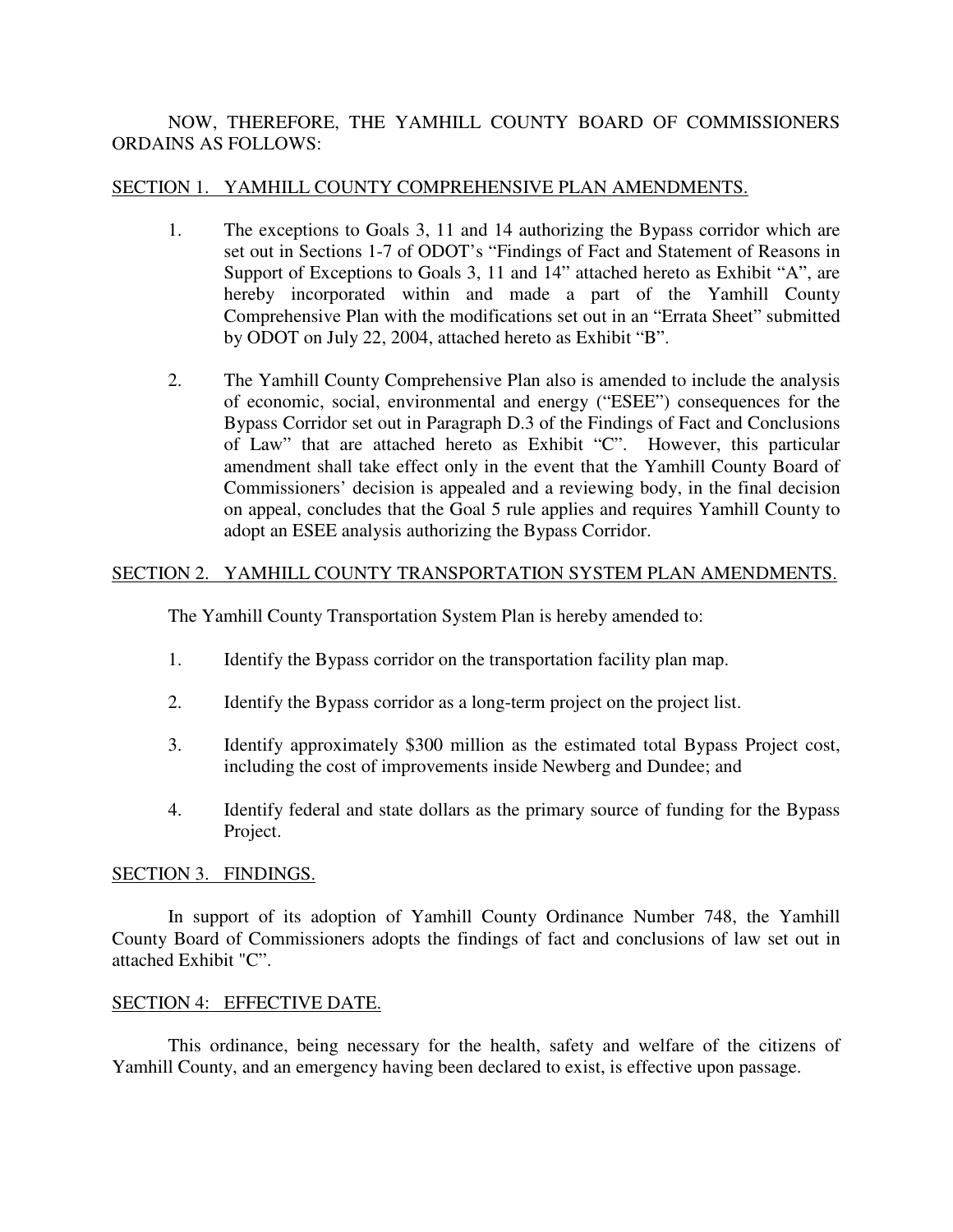NOW, THEREFORE, THE YAMHILL COUNTY BOARD OF COMMISSIONERS ORDAINS AS FOLLOWS:

SECTION 1. YAMHILL COUNTY COMPREHENSIVE PLAN AMENDMENTS.

1. The exceptions to Goals 3, 11 and 14 authorizing the Bypass corridor which are set out in Sections 1-7 of ODOT's "Findings of Fact and Statement of Reasons in Support of Exceptions to Goals 3, 11 and 14" attached hereto as Exhibit "A", are hereby incorporated within and made a part of the Yamhill County Comprehensive Plan with the modifications set out in an "Errata Sheet" submitted by ODOT on July 22, 2004, attached hereto as Exhibit "B".

2. The Yamhill County Comprehensive Plan also is amended to include the analysis of economic, social, environmental and energy ("ESEE") consequences for the Bypass Corridor set out in Paragraph D.3 of the Findings of Fact and Conclusions of Law" that are attached hereto as Exhibit "C". However, this particular amendment shall take effect only in the event that the Yamhill County Board of Commissioners' decision is appealed and a reviewing body, in the final decision on appeal, concludes that the Goal 5 rule applies and requires Yamhill County to adopt an ESEE analysis authorizing the Bypass Corridor.

SECTION 2. YAMHILL COUNTY TRANSPORTATION SYSTEM PLAN AMENDMENTS.

The Yamhill County Transportation System Plan is hereby amended to:

1. Identify the Bypass corridor on the transportation facility plan map.

2. Identify the Bypass corridor as a long-term project on the project list.

3. Identify approximately $300 million as the estimated total Bypass Project cost, including the cost of improvements inside Newberg and Dundee; and

4. Identify federal and state dollars as the primary source of funding for the Bypass Project.

SECTION 3. FINDINGS.

In support of its adoption of Yamhill County Ordinance Number 748, the Yamhill County Board of Commissioners adopts the findings of fact and conclusions of law set out in attached Exhibit "C".

SECTION 4: EFFECTIVE DATE.

This ordinance, being necessary for the health, safety and welfare of the citizens of Yamhill County, and an emergency having been declared to exist, is effective upon passage.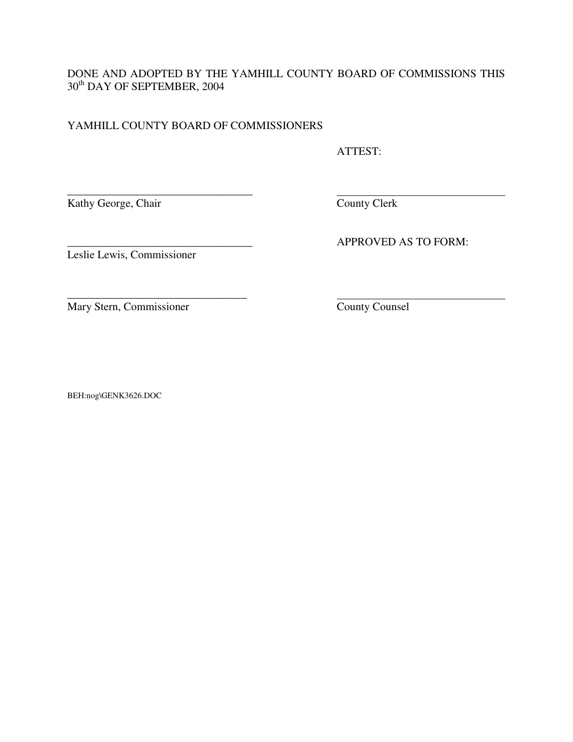DONE AND ADOPTED BY THE YAMHILL COUNTY BOARD OF COMMISSIONS THIS 30th DAY OF SEPTEMBER, 2004

YAMHILL COUNTY BOARD OF COMMISSIONERS

| | |
|---|---|
| | ATTEST: |
| _________________________________ Kathy George, Chair | _______________________________ County Clerk |
| _________________________________ Leslie Lewis, Commissioner | APPROVED AS TO FORM: |
| _________________________________ Mary Stern, Commissioner | _______________________________ County Counsel |

BEH:nog\GENK3626.DOC